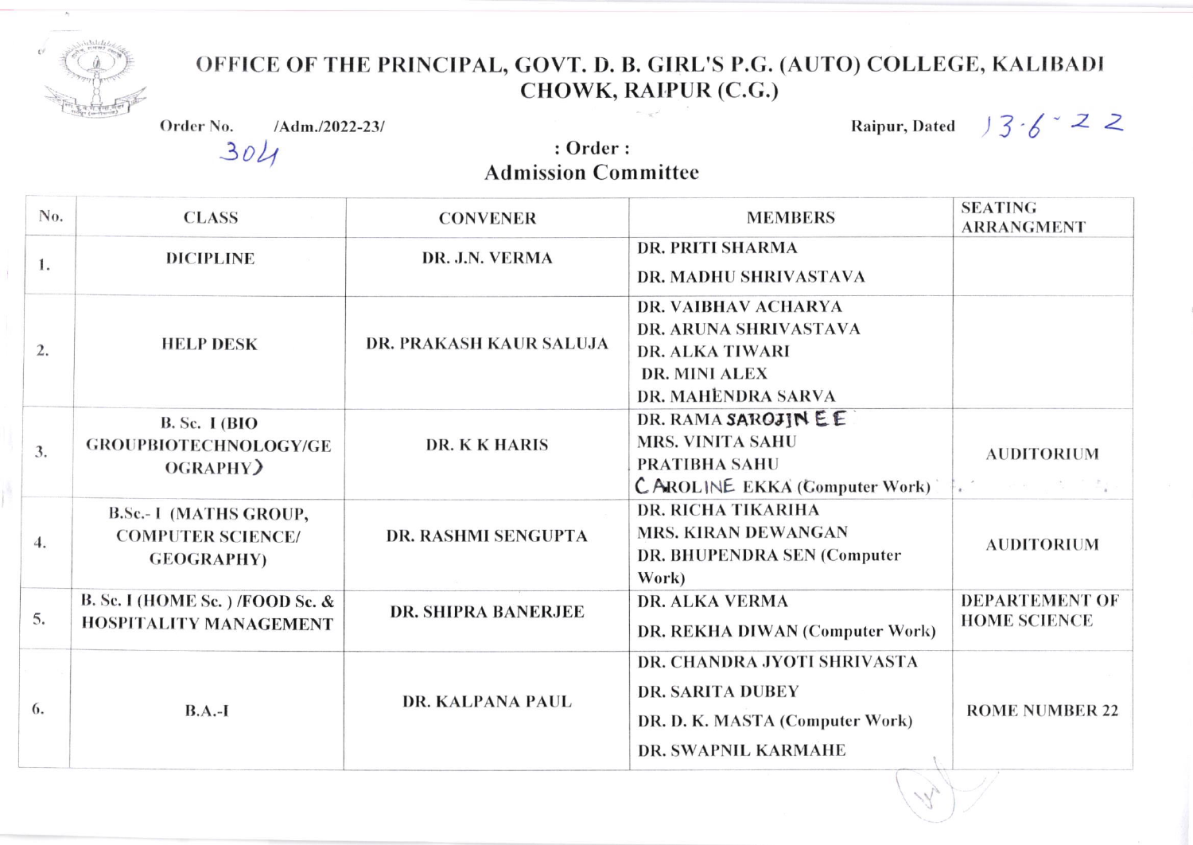# OFFICE OF THE PRINCIPAL, GOVT. D. B. GIRL'S P.G. (AUTO) COLLEGE, KALIBADI CHOWK, RAIPUR (C.G.)

Order No. 304 /Adm./2022-23/

Raipur, Dated 13-6-22

## : Order :

## Admission Committee

| No. | CLASS | CONVENER | MEMBERS | SEATING ARRANGMENT |
|---|---|---|---|---|
| 1. | DICIPLINE | DR. J.N. VERMA | DR. PRITI SHARMA<br>DR. MADHU SHRIVASTAVA | |
| 2. | HELP DESK | DR. PRAKASH KAUR SALUJA | DR. VAIBHAV ACHARYA<br>DR. ARUNA SHRIVASTAVA<br>DR. ALKA TIWARI<br>DR. MINI ALEX<br>DR. MAHENDRA SARVA | |
| 3. | B. Sc. I (BIO GROUPBIOTECHNOLOGY/GEOGRAPHY) | DR. K K HARIS | DR. RAMA SAROJINEE<br>MRS. VINITA SAHU<br>PRATIBHA SAHU<br>CAROLINE EKKA (Computer Work) | AUDITORIUM |
| 4. | B.Sc.- I (MATHS GROUP, COMPUTER SCIENCE/ GEOGRAPHY) | DR. RASHMI SENGUPTA | DR. RICHA TIKARIHA<br>MRS. KIRAN DEWANGAN<br>DR. BHUPENDRA SEN (Computer Work) | AUDITORIUM |
| 5. | B. Sc. I (HOME Sc. ) /FOOD Sc. & HOSPITALITY MANAGEMENT | DR. SHIPRA BANERJEE | DR. ALKA VERMA<br>DR. REKHA DIWAN (Computer Work) | DEPARTEMENT OF HOME SCIENCE |
| 6. | B.A.-I | DR. KALPANA PAUL | DR. CHANDRA JYOTI SHRIVASTA<br>DR. SARITA DUBEY<br>DR. D. K. MASTA (Computer Work)<br>DR. SWAPNIL KARMAHE | ROME NUMBER 22 |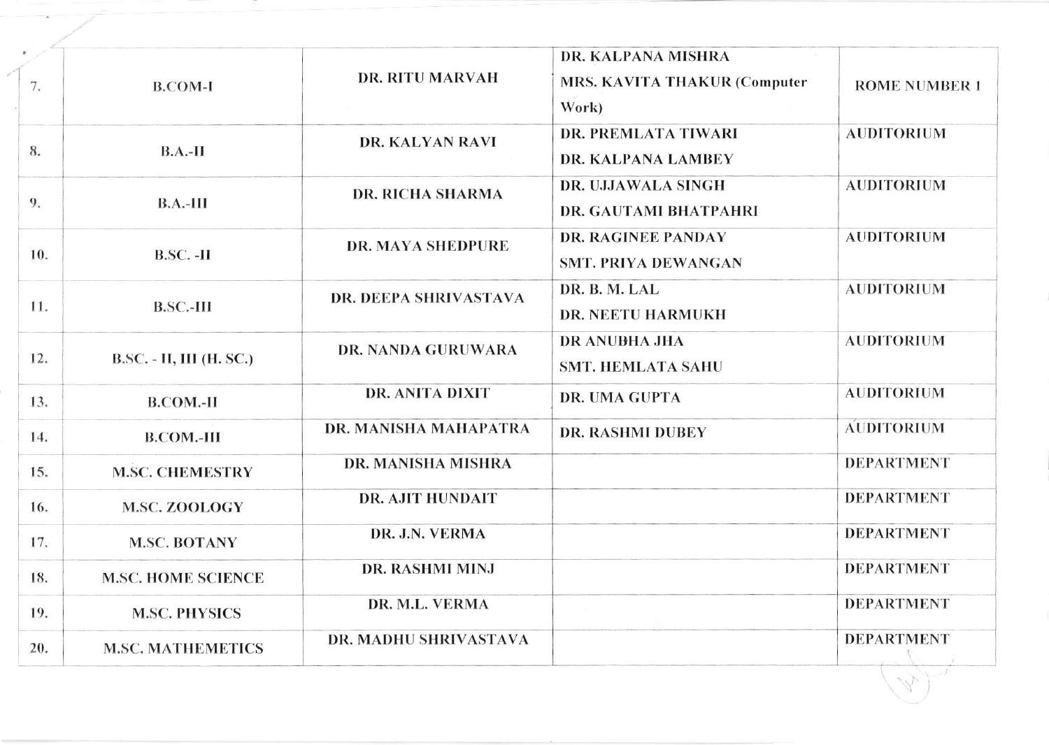| 7. | B.COM-I | DR. RITU MARVAH | DR. KALPANA MISHRA<br>MRS. KAVITA THAKUR (Computer Work) | ROME NUMBER 1 |
|---|---|---|---|---|
| 8. | B.A.-II | DR. KALYAN RAVI | DR. PREMLATA TIWARI<br>DR. KALPANA LAMBEY | AUDITORIUM |
| 9. | B.A.-III | DR. RICHA SHARMA | DR. UJJAWALA SINGH<br>DR. GAUTAMI BHATPAHRI | AUDITORIUM |
| 10. | B.SC. -II | DR. MAYA SHEDPURE | DR. RAGINEE PANDAY<br>SMT. PRIYA DEWANGAN | AUDITORIUM |
| 11. | B.SC.-III | DR. DEEPA SHRIVASTAVA | DR. B. M. LAL<br>DR. NEETU HARMUKH | AUDITORIUM |
| 12. | B.SC. - II, III (H. SC.) | DR. NANDA GURUWARA | DR ANUBHA JHA<br>SMT. HEMLATA SAHU | AUDITORIUM |
| 13. | B.COM.-II | DR. ANITA DIXIT | DR. UMA GUPTA | AUDITORIUM |
| 14. | B.COM.-III | DR. MANISHA MAHAPATRA | DR. RASHMI DUBEY | AUDITORIUM |
| 15. | M.SC. CHEMESTRY | DR. MANISHA MISHRA | | DEPARTMENT |
| 16. | M.SC. ZOOLOGY | DR. AJIT HUNDAIT | | DEPARTMENT |
| 17. | M.SC. BOTANY | DR. J.N. VERMA | | DEPARTMENT |
| 18. | M.SC. HOME SCIENCE | DR. RASHMI MINJ | | DEPARTMENT |
| 19. | M.SC. PHYSICS | DR. M.L. VERMA | | DEPARTMENT |
| 20. | M.SC. MATHEMETICS | DR. MADHU SHRIVASTAVA | | DEPARTMENT |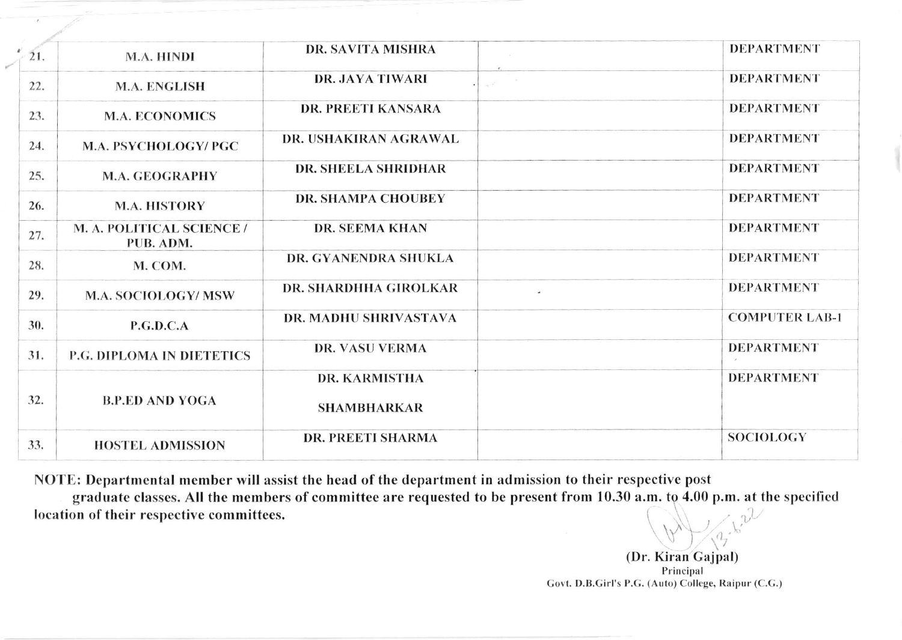| | | | | |
|---|---|---|---|---|
| 21. | M.A. HINDI | DR. SAVITA MISHRA | | DEPARTMENT |
| 22. | M.A. ENGLISH | DR. JAYA TIWARI | | DEPARTMENT |
| 23. | M.A. ECONOMICS | DR. PREETI KANSARA | | DEPARTMENT |
| 24. | M.A. PSYCHOLOGY/ PGC | DR. USHAKIRAN AGRAWAL | | DEPARTMENT |
| 25. | M.A. GEOGRAPHY | DR. SHEELA SHRIDHAR | | DEPARTMENT |
| 26. | M.A. HISTORY | DR. SHAMPA CHOUBEY | | DEPARTMENT |
| 27. | M. A. POLITICAL SCIENCE / PUB. ADM. | DR. SEEMA KHAN | | DEPARTMENT |
| 28. | M. COM. | DR. GYANENDRA SHUKLA | | DEPARTMENT |
| 29. | M.A. SOCIOLOGY/ MSW | DR. SHARDHHA GIROLKAR | | DEPARTMENT |
| 30. | P.G.D.C.A | DR. MADHU SHRIVASTAVA | | COMPUTER LAB-1 |
| 31. | P.G. DIPLOMA IN DIETETICS | DR. VASU VERMA | | DEPARTMENT |
| 32. | B.P.ED AND YOGA | DR. KARMISTHA SHAMBHARKAR | | DEPARTMENT |
| 33. | HOSTEL ADMISSION | DR. PREETI SHARMA | | SOCIOLOGY |

**NOTE: Departmental member will assist the head of the department in admission to their respective post graduate classes. All the members of committee are requested to be present from 10.30 a.m. to 4.00 p.m. at the specified location of their respective committees.**

13-6-22

**(Dr. Kiran Gajpal)**
Principal
Govt. D.B.Girl's P.G. (Auto) College, Raipur (C.G.)